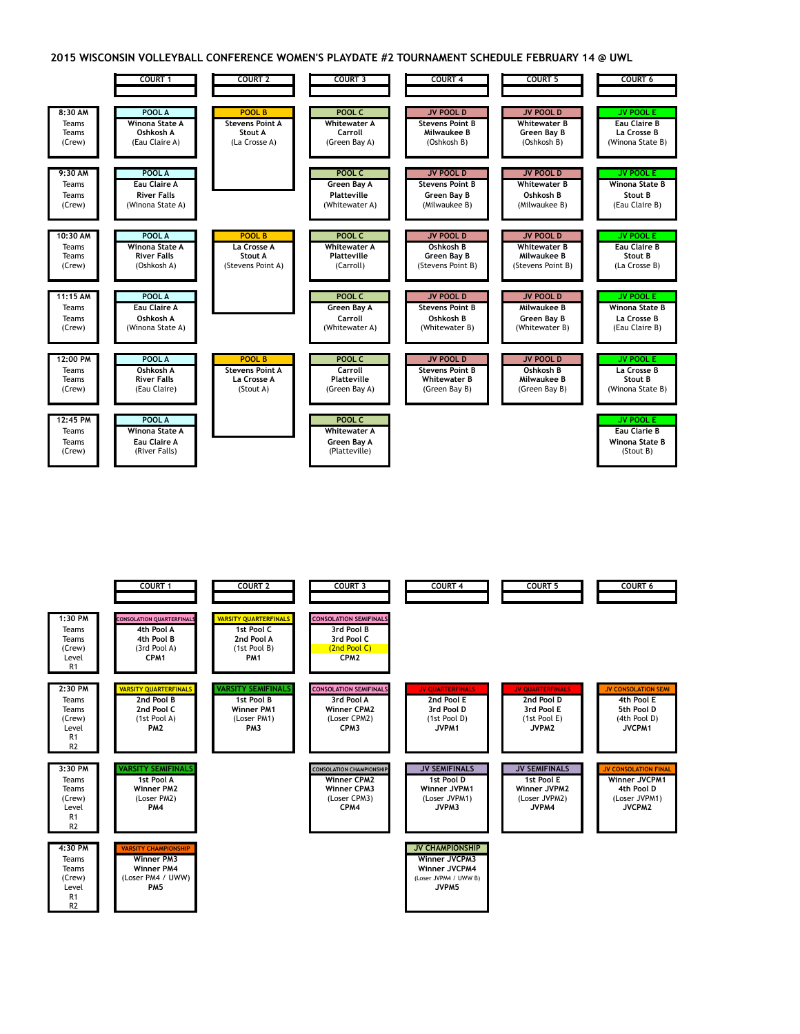# 2015 WISCONSIN VOLLEYBALL CONFERENCE WOMEN'S PLAYDATE #2 TOURNAMENT SCHEDULE FEBRUARY 14 @ UWL

| | COURT 1 | COURT 2 | COURT 3 | COURT 4 | COURT 5 | COURT 6 |
|---|---|---|---|---|---|---|
| **8:30 AM**<br>Teams<br>Teams<br>(Crew) | **POOL A**<br>Winona State A<br>Oshkosh A<br>(Eau Claire A) | **POOL B**<br>Stevens Point A<br>Stout A<br>(La Crosse A) | **POOL C**<br>Whitewater A<br>Carroll<br>(Green Bay A) | **JV POOL D**<br>Stevens Point B<br>Milwaukee B<br>(Oshkosh B) | **JV POOL D**<br>Whitewater B<br>Green Bay B<br>(Oshkosh B) | **JV POOL E**<br>Eau Claire B<br>La Crosse B<br>(Winona State B) |
| **9:30 AM**<br>Teams<br>Teams<br>(Crew) | **POOL A**<br>Eau Claire A<br>River Falls<br>(Winona State A) | | **POOL C**<br>Green Bay A<br>Platteville<br>(Whitewater A) | **JV POOL D**<br>Stevens Point B<br>Green Bay B<br>(Milwaukee B) | **JV POOL D**<br>Whitewater B<br>Oshkosh B<br>(Milwaukee B) | **JV POOL E**<br>Winona State B<br>Stout B<br>(Eau Claire B) |
| **10:30 AM**<br>Teams<br>Teams<br>(Crew) | **POOL A**<br>Winona State A<br>River Falls<br>(Oshkosh A) | **POOL B**<br>La Crosse A<br>Stout A<br>(Stevens Point A) | **POOL C**<br>Whitewater A<br>Platteville<br>(Carroll) | **JV POOL D**<br>Oshkosh B<br>Green Bay B<br>(Stevens Point B) | **JV POOL D**<br>Whitewater B<br>Milwaukee B<br>(Stevens Point B) | **JV POOL E**<br>Eau Claire B<br>Stout B<br>(La Crosse B) |
| **11:15 AM**<br>Teams<br>Teams<br>(Crew) | **POOL A**<br>Eau Claire A<br>Oshkosh A<br>(Winona State A) | | **POOL C**<br>Green Bay A<br>Carroll<br>(Whitewater A) | **JV POOL D**<br>Stevens Point B<br>Oshkosh B<br>(Whitewater B) | **JV POOL D**<br>Milwaukee B<br>Green Bay B<br>(Whitewater B) | **JV POOL E**<br>Winona State B<br>La Crosse B<br>(Eau Claire B) |
| **12:00 PM**<br>Teams<br>Teams<br>(Crew) | **POOL A**<br>Oshkosh A<br>River Falls<br>(Eau Claire) | **POOL B**<br>Stevens Point A<br>La Crosse A<br>(Stout A) | **POOL C**<br>Carroll<br>Platteville<br>(Green Bay A) | **JV POOL D**<br>Stevens Point B<br>Whitewater B<br>(Green Bay B) | **JV POOL D**<br>Oshkosh B<br>Milwaukee B<br>(Green Bay B) | **JV POOL E**<br>La Crosse B<br>Stout B<br>(Winona State B) |
| **12:45 PM**<br>Teams<br>Teams<br>(Crew) | **POOL A**<br>Winona State A<br>Eau Claire A<br>(River Falls) | | **POOL C**<br>Whitewater A<br>Green Bay A<br>(Platteville) | | | **JV POOL E**<br>Eau Clarie B<br>Winona State B<br>(Stout B) |

| | COURT 1 | COURT 2 | COURT 3 | COURT 4 | COURT 5 | COURT 6 |
|---|---|---|---|---|---|---|
| **1:30 PM**<br>Teams<br>Teams<br>(Crew)<br>Level<br>R1 | **CONSOLATION QUARTERFINALS**<br>4th Pool A<br>4th Pool B<br>(3rd Pool A)<br>**CPM1** | **VARSITY QUARTERFINALS**<br>1st Pool C<br>2nd Pool A<br>(1st Pool B)<br>**PM1** | **CONSOLATION SEMIFINALS**<br>3rd Pool B<br>3rd Pool C<br>(2nd Pool C)<br>**CPM2** | | | |
| **2:30 PM**<br>Teams<br>Teams<br>(Crew)<br>Level<br>R1<br>R2 | **VARSITY QUARTERFINALS**<br>2nd Pool B<br>2nd Pool C<br>(1st Pool A)<br>**PM2** | **VARSITY SEMIFINALS**<br>1st Pool B<br>Winner PM1<br>(Loser PM1)<br>**PM3** | **CONSOLATION SEMIFINALS**<br>3rd Pool A<br>Winner CPM2<br>(Loser CPM2)<br>**CPM3** | **JV QUARTERFINALS**<br>2nd Pool E<br>3rd Pool D<br>(1st Pool D)<br>**JVPM1** | **JV QUARTERFINALS**<br>2nd Pool D<br>3rd Pool E<br>(1st Pool E)<br>**JVPM2** | **JV CONSOLATION SEMI**<br>4th Pool E<br>5th Pool D<br>(4th Pool D)<br>**JVCPM1** |
| **3:30 PM**<br>Teams<br>Teams<br>(Crew)<br>Level<br>R1<br>R2 | **VARSITY SEMIFINALS**<br>1st Pool A<br>Winner PM2<br>(Loser PM2)<br>**PM4** | | **CONSOLATION CHAMPIONSHIP**<br>Winner CPM2<br>Winner CPM3<br>(Loser CPM3)<br>**CPM4** | **JV SEMIFINALS**<br>1st Pool D<br>Winner JVPM1<br>(Loser JVPM1)<br>**JVPM3** | **JV SEMIFINALS**<br>1st Pool E<br>Winner JVPM2<br>(Loser JVPM2)<br>**JVPM4** | **JV CONSOLATION FINAL**<br>Winner JVCPM1<br>4th Pool D<br>(Loser JVPM1)<br>**JVCPM2** |
| **4:30 PM**<br>Teams<br>Teams<br>(Crew)<br>Level<br>R1<br>R2 | **VARSITY CHAMPIONSHIP**<br>Winner PM3<br>Winner PM4<br>(Loser PM4 / UWW)<br>**PM5** | | | **JV CHAMPIONSHIP**<br>Winner JVCPM3<br>Winner JVCPM4<br>(Loser JVPM4 / UWW B)<br>**JVPM5** | | |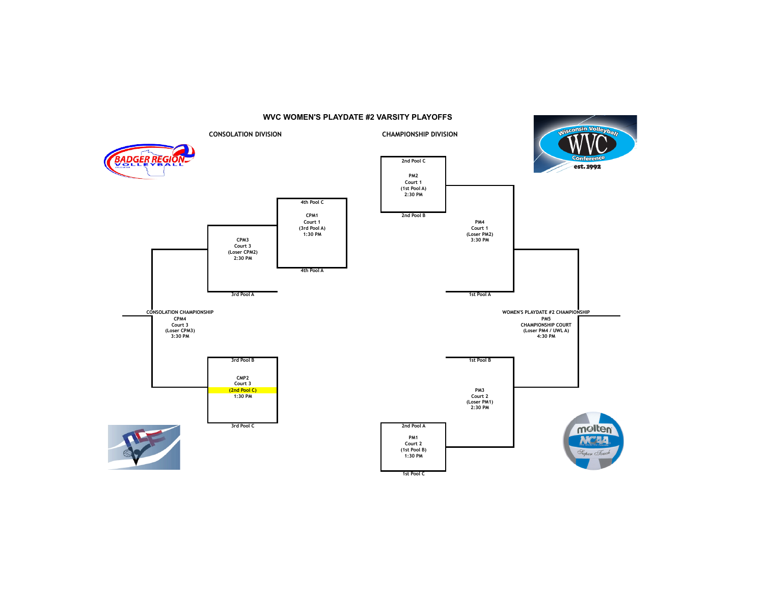# WVC WOMEN'S PLAYDATE #2 VARSITY PLAYOFFS

## CONSOLATION DIVISION

4th Pool C

CPM1
Court 1
(3rd Pool A)
1:30 PM

4th Pool A

CPM3
Court 3
(Loser CPM2)
2:30 PM

3rd Pool A

CONSOLATION CHAMPIONSHIP
CPM4
Court 3
(Loser CPM3)
3:30 PM

3rd Pool B

CMP2
Court 3
(2nd Pool C)
1:30 PM

3rd Pool C

## CHAMPIONSHIP DIVISION

2nd Pool C

PM2
Court 1
(1st Pool A)
2:30 PM

2nd Pool B

PM4
Court 1
(Loser PM2)
3:30 PM

1st Pool A

WOMEN'S PLAYDATE #2 CHAMPIONSHIP
PM5
CHAMPIONSHIP COURT
(Loser PM4 / UWL A)
4:30 PM

1st Pool B

PM3
Court 2
(Loser PM1)
2:30 PM

2nd Pool A

PM1
Court 2
(1st Pool B)
1:30 PM

1st Pool C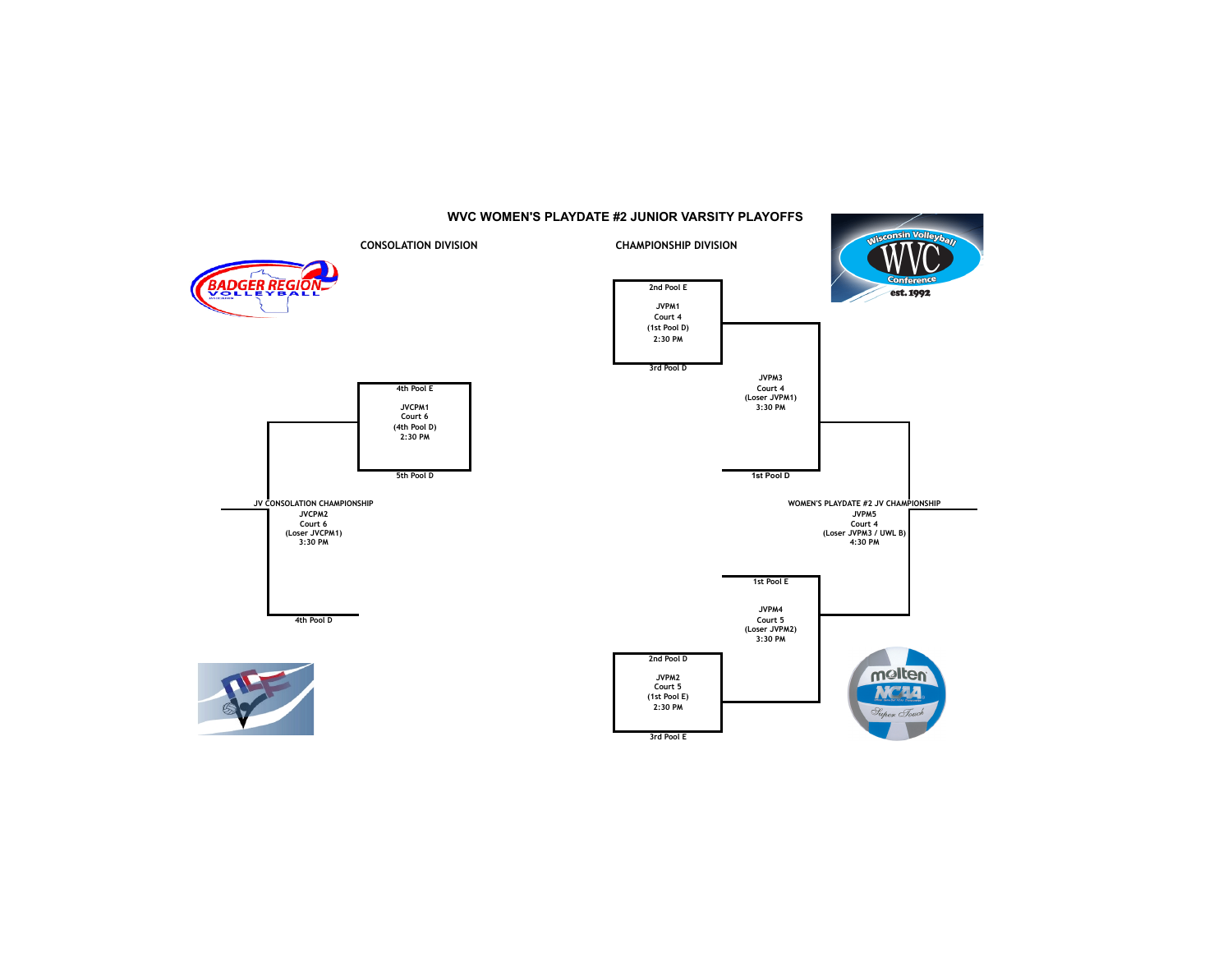# WVC WOMEN'S PLAYDATE #2 JUNIOR VARSITY PLAYOFFS

## CONSOLATION DIVISION

4th Pool E

JVCPM1
Court 6
(4th Pool D)
2:30 PM

5th Pool D

JV CONSOLATION CHAMPIONSHIP
JVCPM2
Court 6
(Loser JVCPM1)
3:30 PM

4th Pool D

## CHAMPIONSHIP DIVISION

2nd Pool E

JVPM1
Court 4
(1st Pool D)
2:30 PM

3rd Pool D

JVPM3
Court 4
(Loser JVPM1)
3:30 PM

1st Pool D

WOMEN'S PLAYDATE #2 JV CHAMPIONSHIP
JVPM5
Court 4
(Loser JVPM3 / UWL B)
4:30 PM

1st Pool E

JVPM4
Court 5
(Loser JVPM2)
3:30 PM

2nd Pool D

JVPM2
Court 5
(1st Pool E)
2:30 PM

3rd Pool E